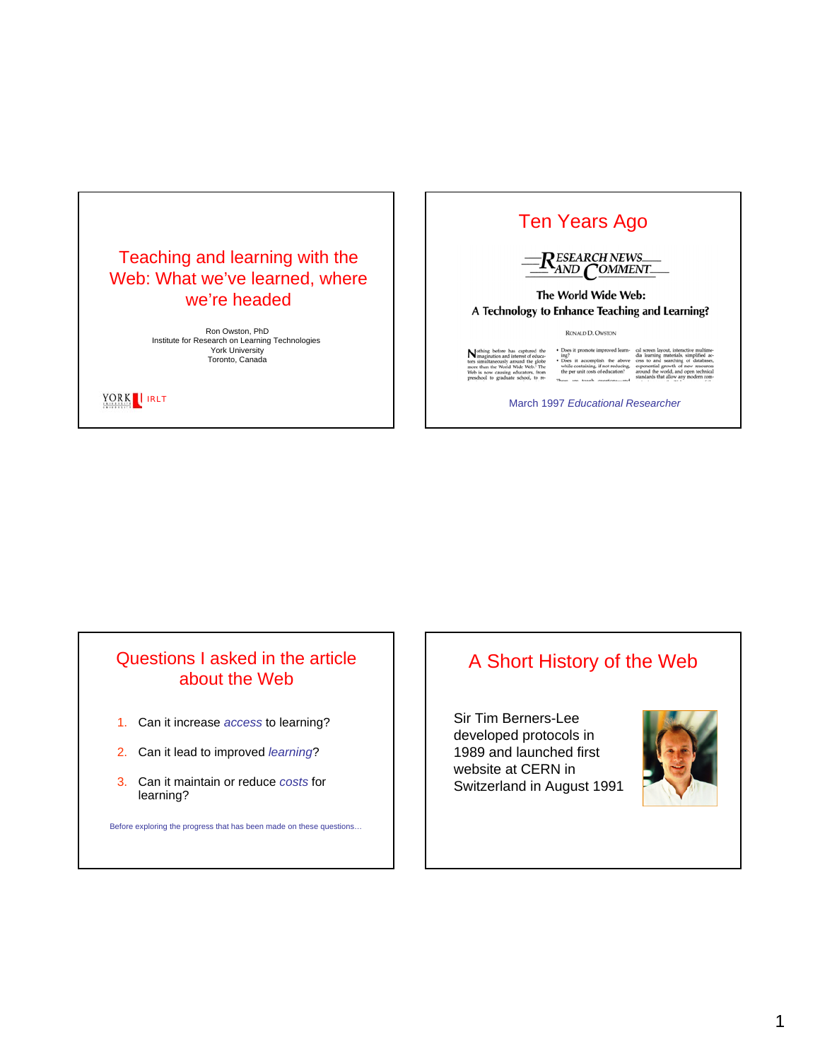# Teaching and learning with the Web: What we've learned, where we're headed

Ron Owston, PhD
Institute for Research on Learning Technologies
York University
Toronto, Canada

YORK IRLT

## Ten Years Ago

RESEARCH NEWS AND COMMENT

**The World Wide Web: A Technology to Enhance Teaching and Learning?**

RONALD D. OWSTON

March 1997 *Educational Researcher*

## Questions I asked in the article about the Web

1. Can it increase *access* to learning?
2. Can it lead to improved *learning*?
3. Can it maintain or reduce *costs* for learning?

Before exploring the progress that has been made on these questions…

## A Short History of the Web

Sir Tim Berners-Lee developed protocols in 1989 and launched first website at CERN in Switzerland in August 1991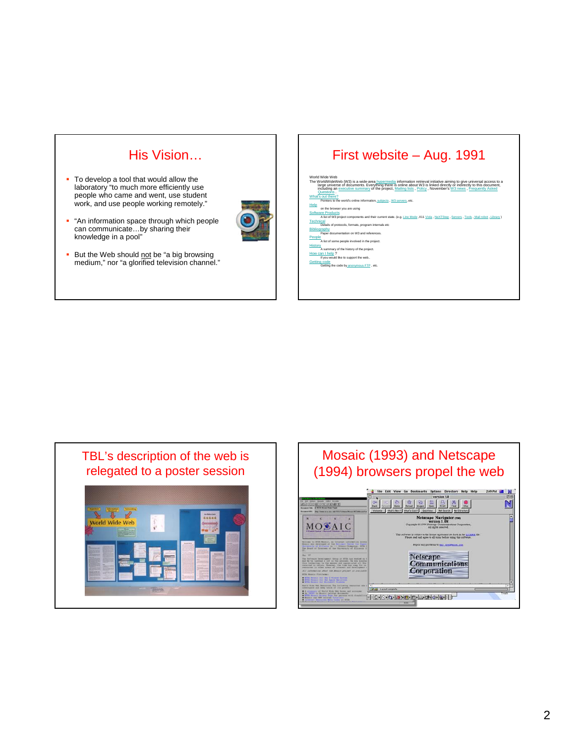## His Vision…

- To develop a tool that would allow the laboratory "to much more efficiently use people who came and went, use student work, and use people working remotely."
- "An information space through which people can communicate…by sharing their knowledge in a pool"
- But the Web should not be "a big browsing medium," nor "a glorified television channel."

## First website – Aug. 1991

World Wide Web

The WorldWideWeb (W3) is a wide-area hypermedia information retrieval initiative aiming to give universal access to a large universe of documents. Everything there is online about W3 is linked directly or indirectly to this document, including an executive summary of the project, Mailing lists , Policy , November's W3 news , Frequently Asked Questions .

What's out there?
: Pointers to the world's online information, subjects , W3 servers, etc.

Help
: on the browser you are using

Software Products
: A list of W3 project components and their current state. (e.g. Line Mode ,X11 Viola , NeXTStep , Servers , Tools , Mail robot , Library )

Technical
: Details of protocols, formats, program internals etc

Bibliography
: Paper documentation on W3 and references.

People
: A list of some people involved in the project.

History
: A summary of the history of the project.

How can I help ?
: If you would like to support the web..

Getting code
: Getting the code by anonymous FTP , etc.

## TBL's description of the web is relegated to a poster session

## Mosaic (1993) and Netscape (1994) browsers propel the web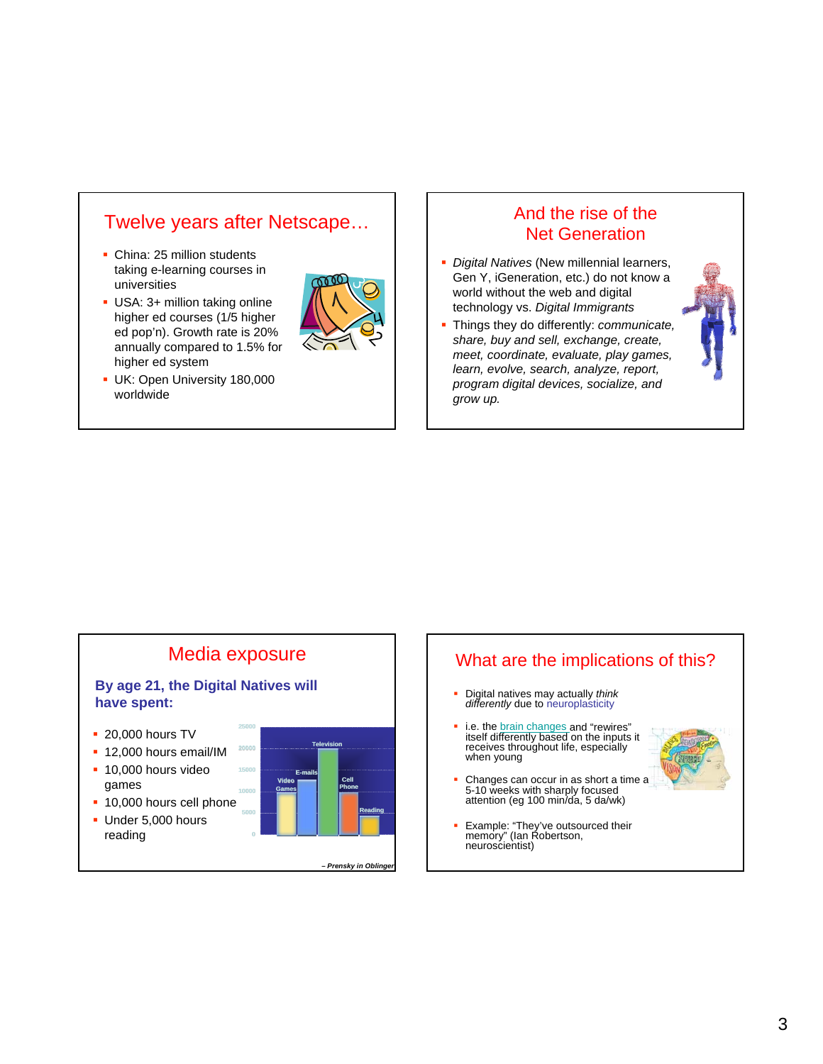## Twelve years after Netscape…

- China: 25 million students taking e-learning courses in universities
- USA: 3+ million taking online higher ed courses (1/5 higher ed pop'n). Growth rate is 20% annually compared to 1.5% for higher ed system
- UK: Open University 180,000 worldwide

## And the rise of the Net Generation

- *Digital Natives* (New millennial learners, Gen Y, iGeneration, etc.) do not know a world without the web and digital technology vs. *Digital Immigrants*
- Things they do differently: *communicate, share, buy and sell, exchange, create, meet, coordinate, evaluate, play games, learn, evolve, search, analyze, report, program digital devices, socialize, and grow up.*

## Media exposure

**By age 21, the Digital Natives will have spent:**

- 20,000 hours TV
- 12,000 hours email/IM
- 10,000 hours video games
- 10,000 hours cell phone
- Under 5,000 hours reading

– *Prensky in Oblinger*

## What are the implications of this?

- Digital natives may actually *think differently* due to neuroplasticity
- i.e. the brain changes and "rewires" itself differently based on the inputs it receives throughout life, especially when young
- Changes can occur in as short a time a 5-10 weeks with sharply focused attention (eg 100 min/da, 5 da/wk)
- Example: "They've outsourced their memory" (Ian Robertson, neuroscientist)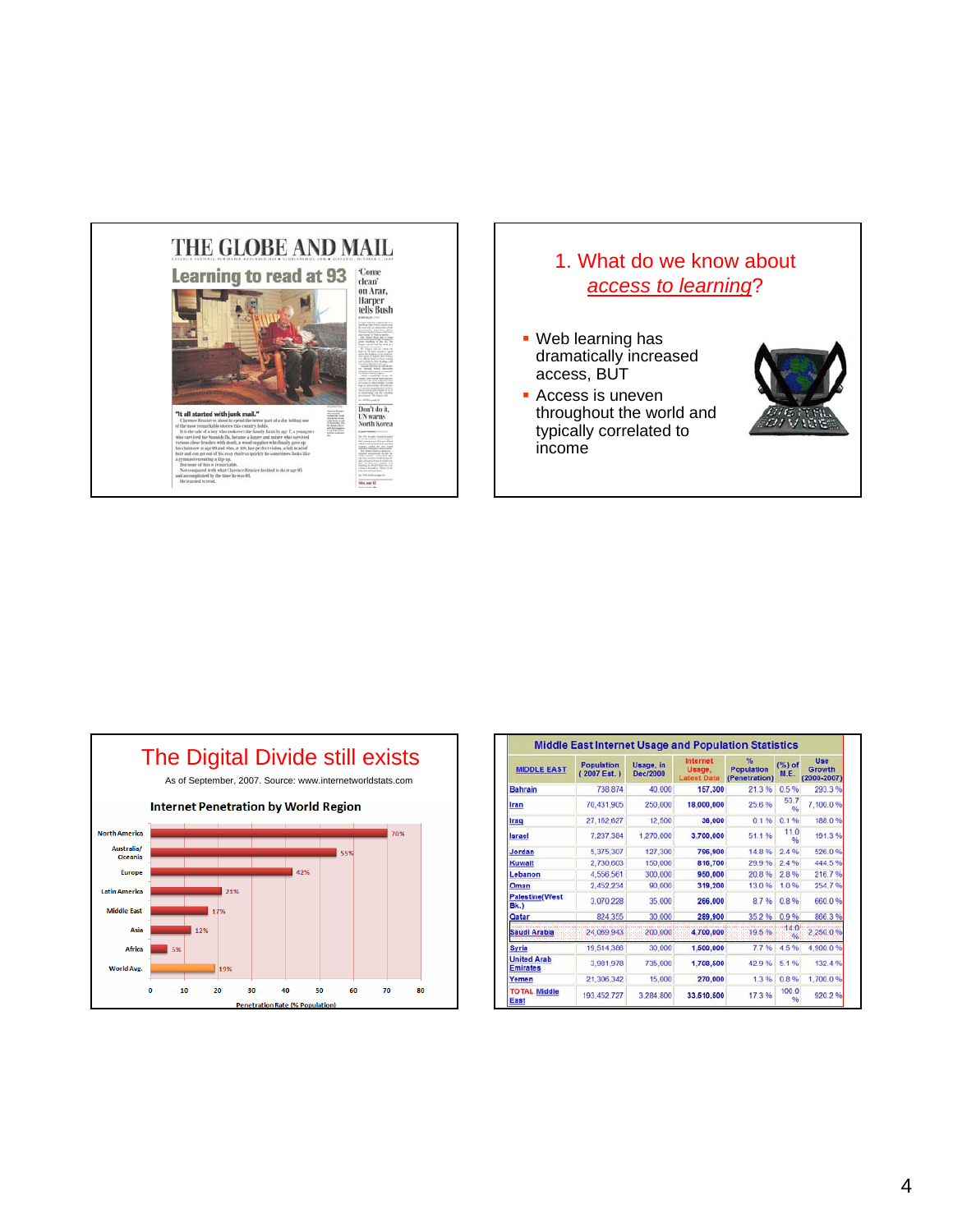# THE GLOBE AND MAIL

## Learning to read at 93

"It all started with junk mail."

---

## 1. What do we know about *access to learning*?

- Web learning has dramatically increased access, BUT
- Access is uneven throughout the world and typically correlated to income

---

## The Digital Divide still exists

As of September, 2007. Source: www.internetworldstats.com

**Internet Penetration by World Region**

| Region | Penetration Rate (% Population) |
|---|---|
| North America | 70% |
| Australia/Oceania | 55% |
| Europe | 42% |
| Latin America | 21% |
| Middle East | 17% |
| Asia | 12% |
| Africa | 5% |
| World Avg. | 19% |

---

## Middle East Internet Usage and Population Statistics

| MIDDLE EAST | Population ( 2007 Est. ) | Usage, in Dec/2000 | Internet Usage, Latest Data | % Population (Penetration) | (%) of M.E. | Use Growth (2000-2007) |
|---|---|---|---|---|---|---|
| Bahrain | 738,874 | 40,000 | 157,300 | 21.3 % | 0.5 % | 293.3 % |
| Iran | 70,431,905 | 250,000 | 18,000,000 | 25.6 % | 53.7 % | 7,100.0 % |
| Iraq | 27,182,627 | 12,500 | 36,000 | 0.1 % | 0.1 % | 188.0 % |
| Israel | 7,237,384 | 1,270,000 | 3,700,000 | 51.1 % | 11.0 % | 191.3 % |
| Jordan | 5,375,307 | 127,300 | 796,900 | 14.8 % | 2.4 % | 526.0 % |
| Kuwait | 2,730,603 | 150,000 | 816,700 | 29.9 % | 2.4 % | 444.5 % |
| Lebanon | 4,556,561 | 300,000 | 950,000 | 20.8 % | 2.8 % | 216.7 % |
| Oman | 2,452,234 | 90,000 | 319,200 | 13.0 % | 1.0 % | 254.7 % |
| Palestine(West Bk.) | 3,070,228 | 35,000 | 266,000 | 8.7 % | 0.8 % | 660.0 % |
| Qatar | 824,355 | 30,000 | 289,900 | 35.2 % | 0.9 % | 866.3 % |
| Saudi Arabia | 24,069,943 | 200,000 | 4,700,000 | 19.5 % | 14.0 % | 2,250.0 % |
| Syria | 19,514,386 | 30,000 | 1,500,000 | 7.7 % | 4.5 % | 4,900.0 % |
| United Arab Emirates | 3,981,978 | 735,000 | 1,708,500 | 42.9 % | 5.1 % | 132.4 % |
| Yemen | 21,306,342 | 15,000 | 270,000 | 1.3 % | 0.8 % | 1,700.0 % |
| TOTAL Middle East | 193,452,727 | 3,284,800 | 33,510,500 | 17.3 % | 100.0 % | 920.2 % |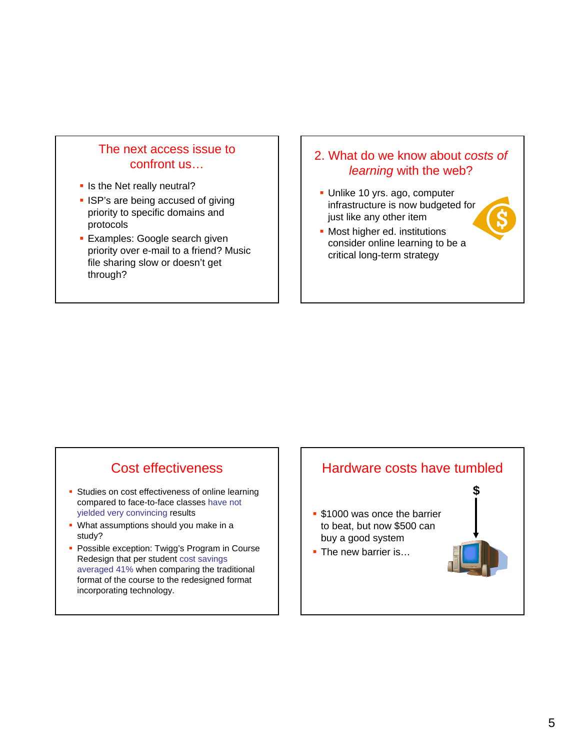## The next access issue to confront us…

- Is the Net really neutral?
- ISP's are being accused of giving priority to specific domains and protocols
- Examples: Google search given priority over e-mail to a friend? Music file sharing slow or doesn't get through?

## 2. What do we know about *costs of learning* with the web?

- Unlike 10 yrs. ago, computer infrastructure is now budgeted for just like any other item
- Most higher ed. institutions consider online learning to be a critical long-term strategy

## Cost effectiveness

- Studies on cost effectiveness of online learning compared to face-to-face classes have not yielded very convincing results
- What assumptions should you make in a study?
- Possible exception: Twigg's Program in Course Redesign that per student cost savings averaged 41% when comparing the traditional format of the course to the redesigned format incorporating technology.

## Hardware costs have tumbled

- $1000 was once the barrier to beat, but now $500 can buy a good system
- The new barrier is…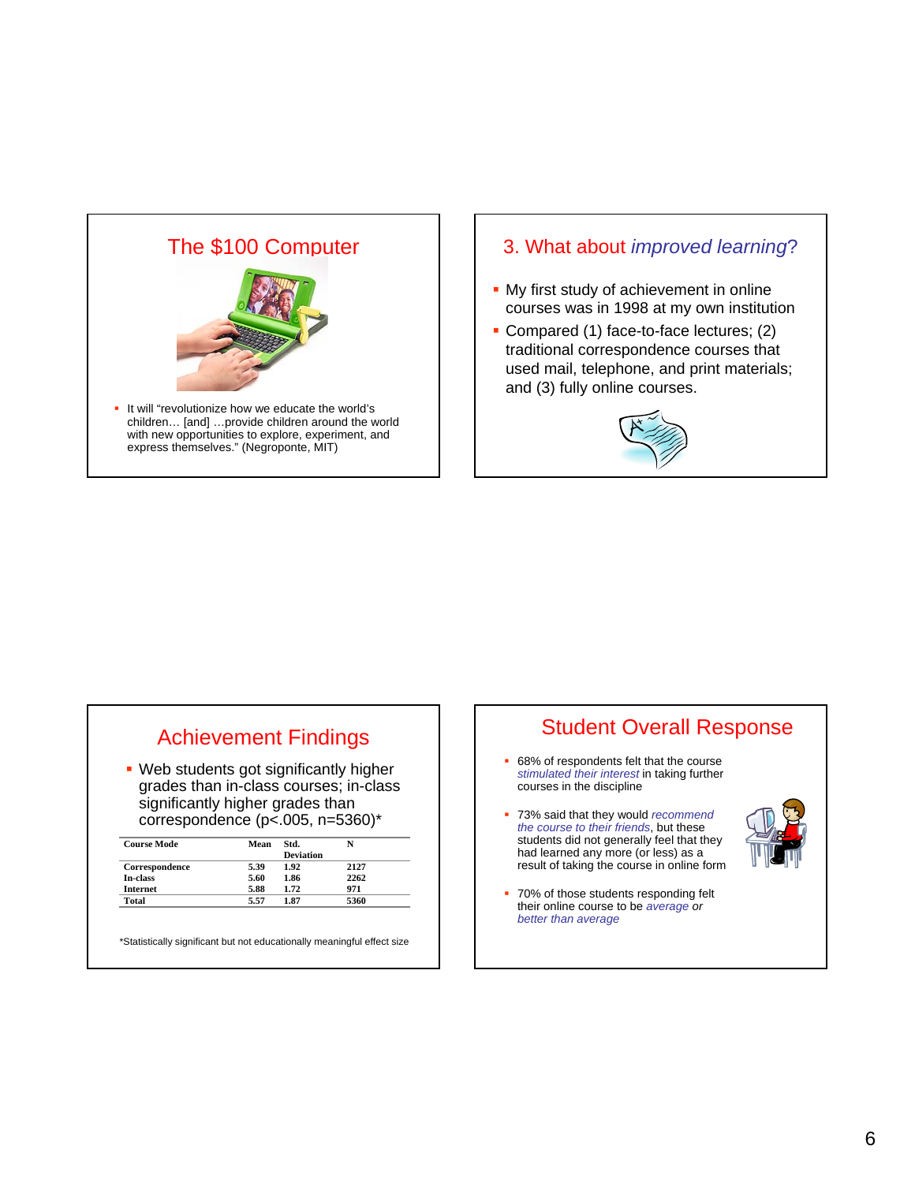## The $100 Computer

- It will "revolutionize how we educate the world's children… [and] …provide children around the world with new opportunities to explore, experiment, and express themselves." (Negroponte, MIT)

## 3. What about *improved learning*?

- My first study of achievement in online courses was in 1998 at my own institution
- Compared (1) face-to-face lectures; (2) traditional correspondence courses that used mail, telephone, and print materials; and (3) fully online courses.

## Achievement Findings

- Web students got significantly higher grades than in-class courses; in-class significantly higher grades than correspondence (p<.005, n=5360)*

| Course Mode | Mean | Std. Deviation | N |
|---|---|---|---|
| Correspondence | 5.39 | 1.92 | 2127 |
| In-class | 5.60 | 1.86 | 2262 |
| Internet | 5.88 | 1.72 | 971 |
| Total | 5.57 | 1.87 | 5360 |

*Statistically significant but not educationally meaningful effect size

## Student Overall Response

- 68% of respondents felt that the course *stimulated their interest* in taking further courses in the discipline
- 73% said that they would *recommend the course to their friends*, but these students did not generally feel that they had learned any more (or less) as a result of taking the course in online form
- 70% of those students responding felt their online course to be *average or better than average*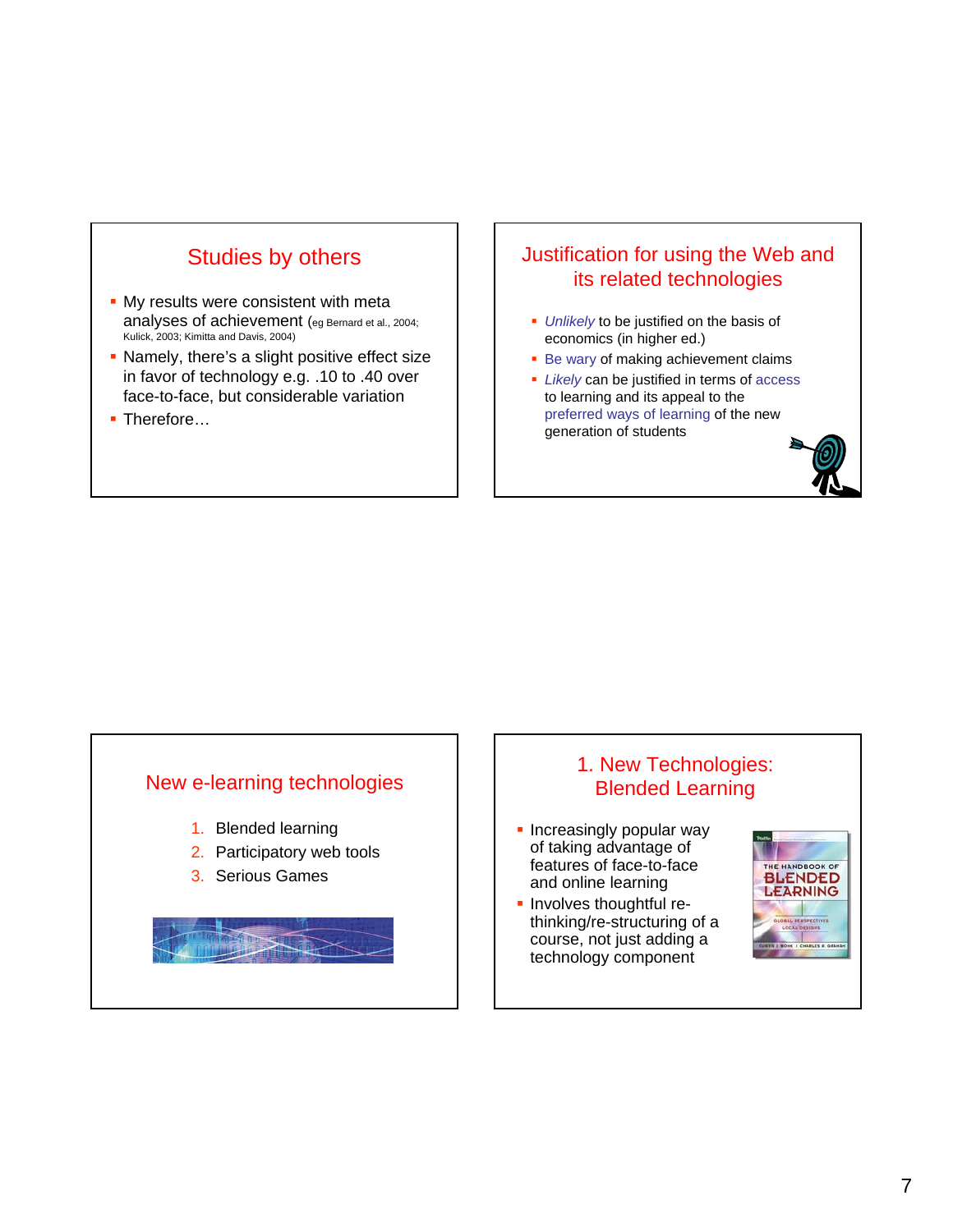## Studies by others

- My results were consistent with meta analyses of achievement (eg Bernard et al., 2004; Kulick, 2003; Kimitta and Davis, 2004)
- Namely, there's a slight positive effect size in favor of technology e.g. .10 to .40 over face-to-face, but considerable variation
- Therefore…

## Justification for using the Web and its related technologies

- *Unlikely* to be justified on the basis of economics (in higher ed.)
- Be wary of making achievement claims
- *Likely* can be justified in terms of access to learning and its appeal to the preferred ways of learning of the new generation of students

## New e-learning technologies

1. Blended learning
2. Participatory web tools
3. Serious Games

## 1. New Technologies: Blended Learning

- Increasingly popular way of taking advantage of features of face-to-face and online learning
- Involves thoughtful re-thinking/re-structuring of a course, not just adding a technology component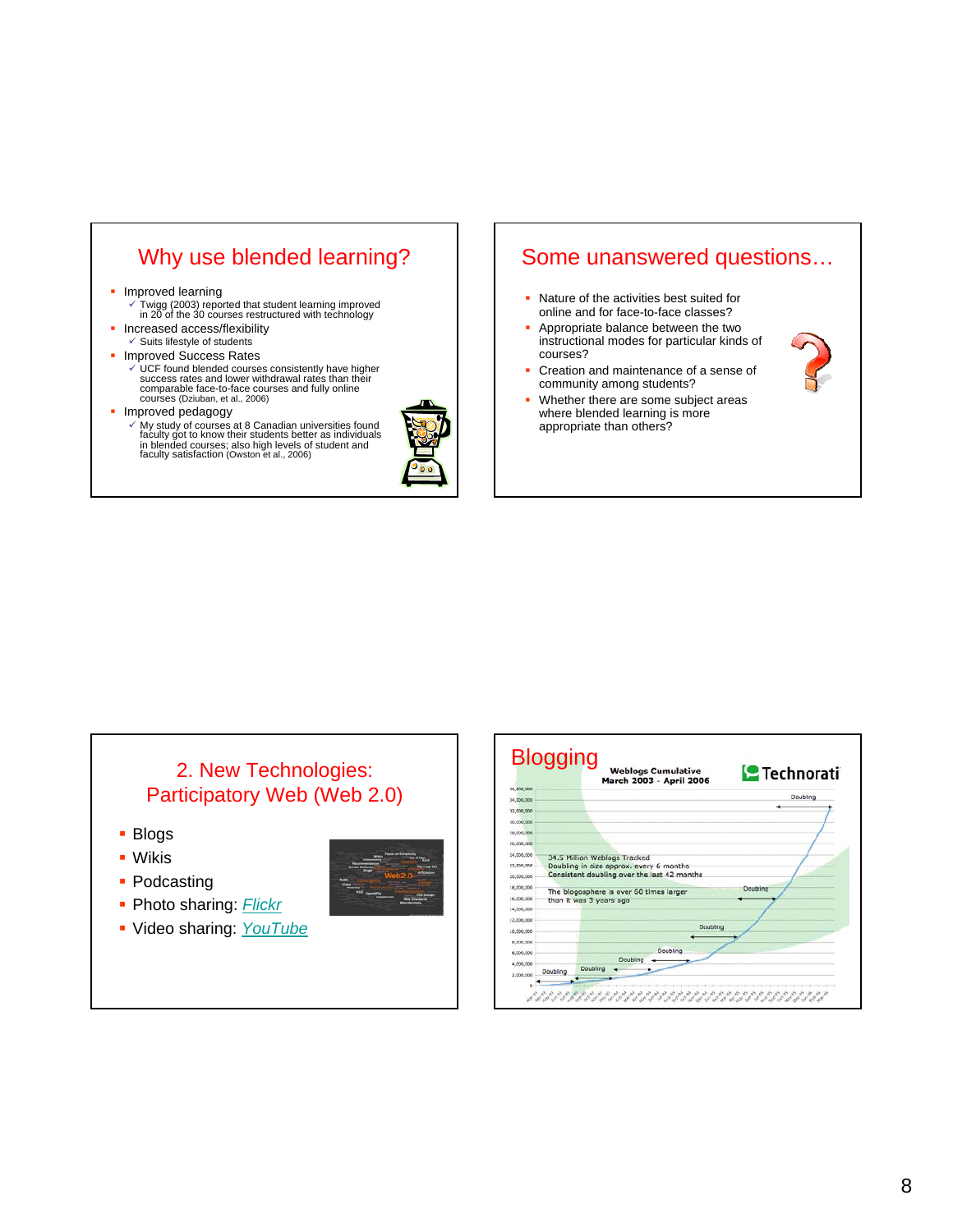## Why use blended learning?

- Improved learning
  - ✓ Twigg (2003) reported that student learning improved in 20 of the 30 courses restructured with technology
- Increased access/flexibility
  - ✓ Suits lifestyle of students
- Improved Success Rates
  - ✓ UCF found blended courses consistently have higher success rates and lower withdrawal rates than their comparable face-to-face courses and fully online courses (Dziuban, et al., 2006)
- Improved pedagogy
  - ✓ My study of courses at 8 Canadian universities found faculty got to know their students better as individuals in blended courses; also high levels of student and faculty satisfaction (Owston et al., 2006)

## Some unanswered questions…

- Nature of the activities best suited for online and for face-to-face classes?
- Appropriate balance between the two instructional modes for particular kinds of courses?
- Creation and maintenance of a sense of community among students?
- Whether there are some subject areas where blended learning is more appropriate than others?

## 2. New Technologies: Participatory Web (Web 2.0)

- Blogs
- Wikis
- Podcasting
- Photo sharing: Flickr
- Video sharing: YouTube

## Blogging

Weblogs Cumulative
March 2003 - April 2006

Technorati

34.5 Million Weblogs Tracked
Doubling in size approx. every 6 months
Consistent doubling over the last 42 months

The blogosphere is over 60 times larger than it was 3 years ago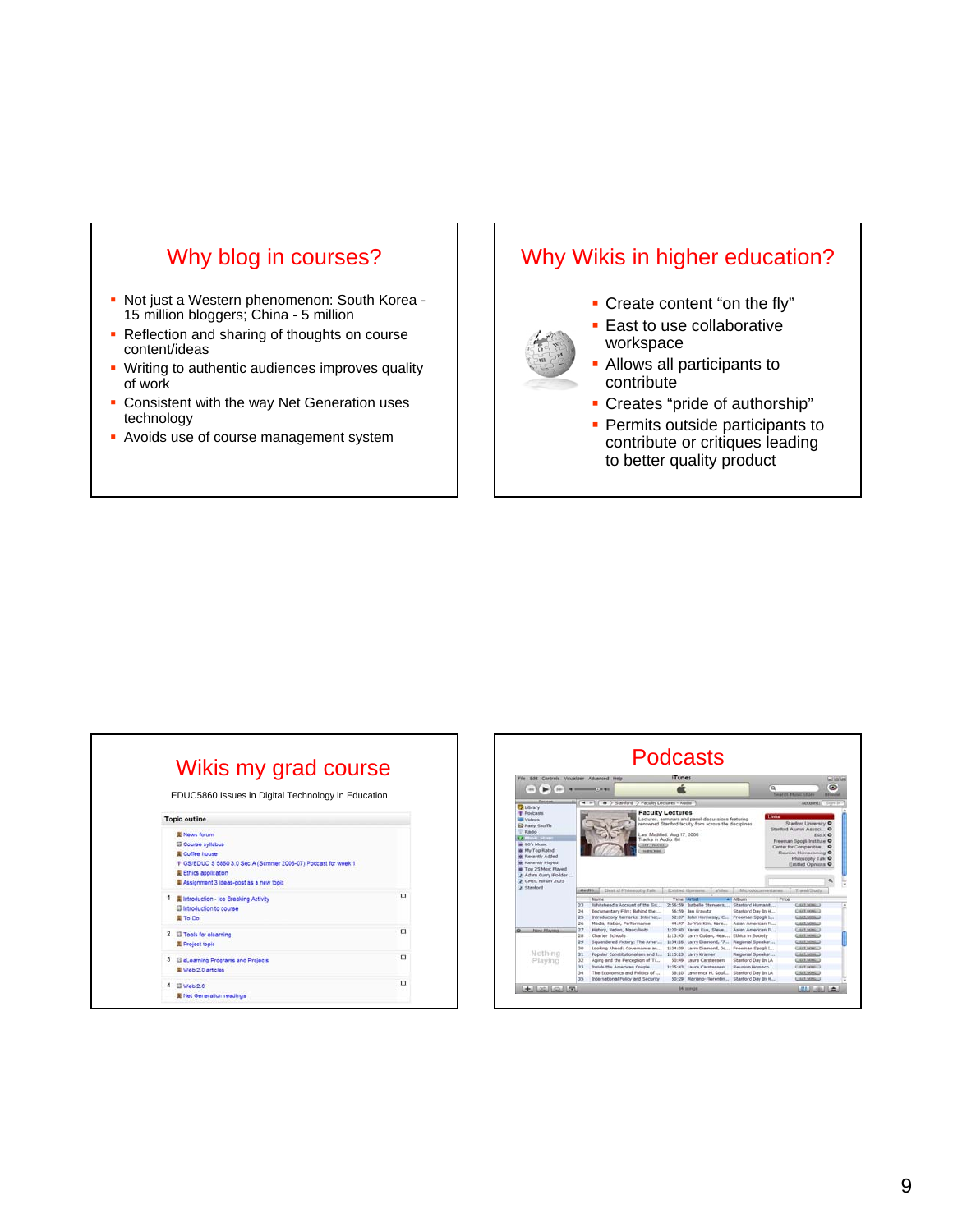## Why blog in courses?

- Not just a Western phenomenon: South Korea - 15 million bloggers; China - 5 million
- Reflection and sharing of thoughts on course content/ideas
- Writing to authentic audiences improves quality of work
- Consistent with the way Net Generation uses technology
- Avoids use of course management system

## Why Wikis in higher education?

- Create content "on the fly"
- East to use collaborative workspace
- Allows all participants to contribute
- Creates "pride of authorship"
- Permits outside participants to contribute or critiques leading to better quality product

## Wikis my grad course

EDUC5860 Issues in Digital Technology in Education

Topic outline

- News forum
- Course syllabus
- Coffee house
- GS/EDUC S 5860 3.0 Sec A (Summer 2006-07) Podcast for week 1
- Ethics application
- Assignment 3 ideas-post as a new topic

1
- Introduction - Ice Breaking Activity
- Introduction to course
- To Do

2
- Tools for elearning
- Project topic

3
- eLearning Programs and Projects
- Web 2.0 articles

4
- Web 2.0
- Net Generation readings

## Podcasts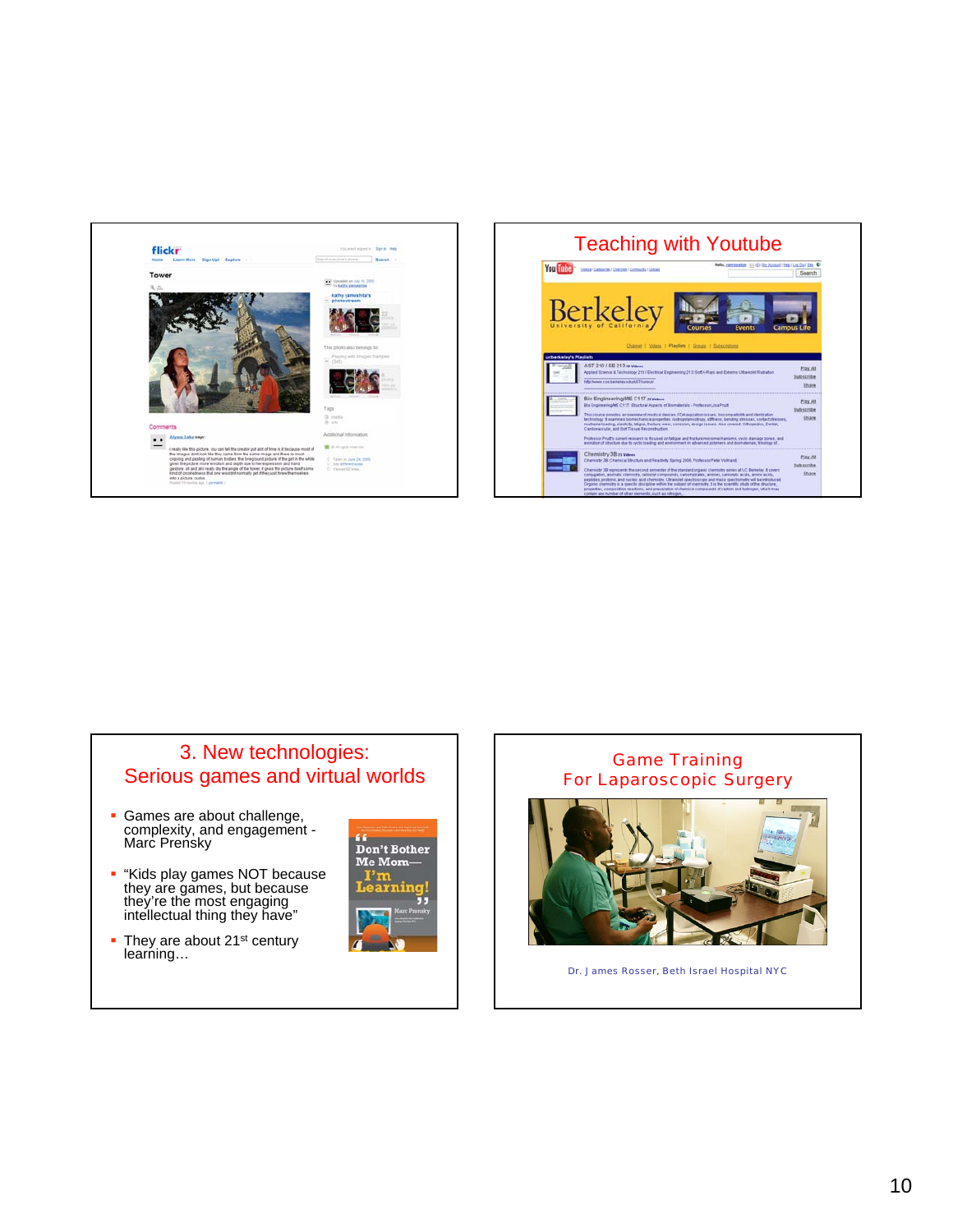## Teaching with Youtube

## 3. New technologies: Serious games and virtual worlds

- Games are about challenge, complexity, and engagement - Marc Prensky
- "Kids play games NOT because they are games, but because they're the most engaging intellectual thing they have"
- They are about 21st century learning…

## Game Training For Laparoscopic Surgery

Dr. James Rosser, Beth Israel Hospital NYC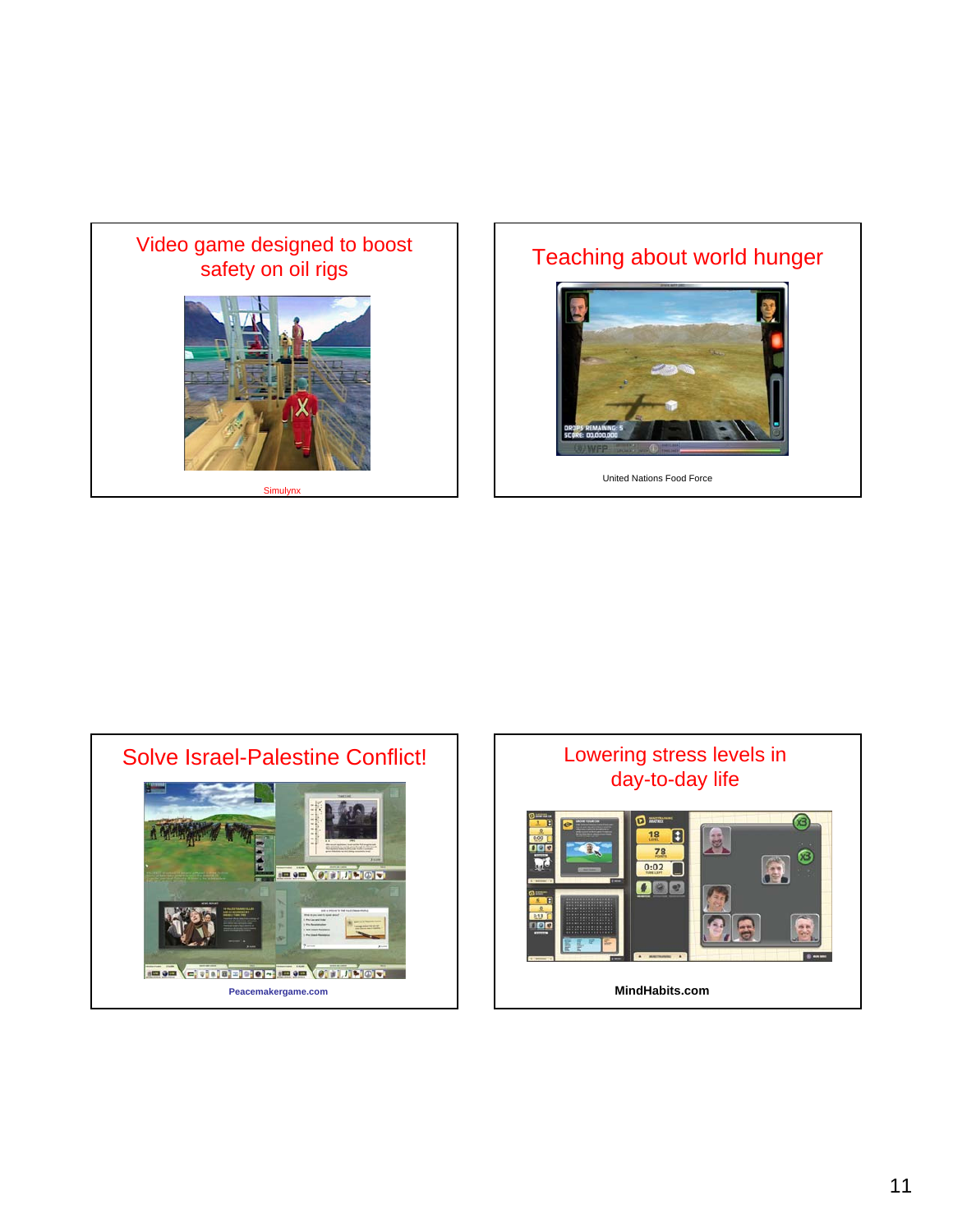## Video game designed to boost safety on oil rigs

Simulynx

## Teaching about world hunger

United Nations Food Force

## Solve Israel-Palestine Conflict!

Peacemakergame.com

## Lowering stress levels in day-to-day life

MindHabits.com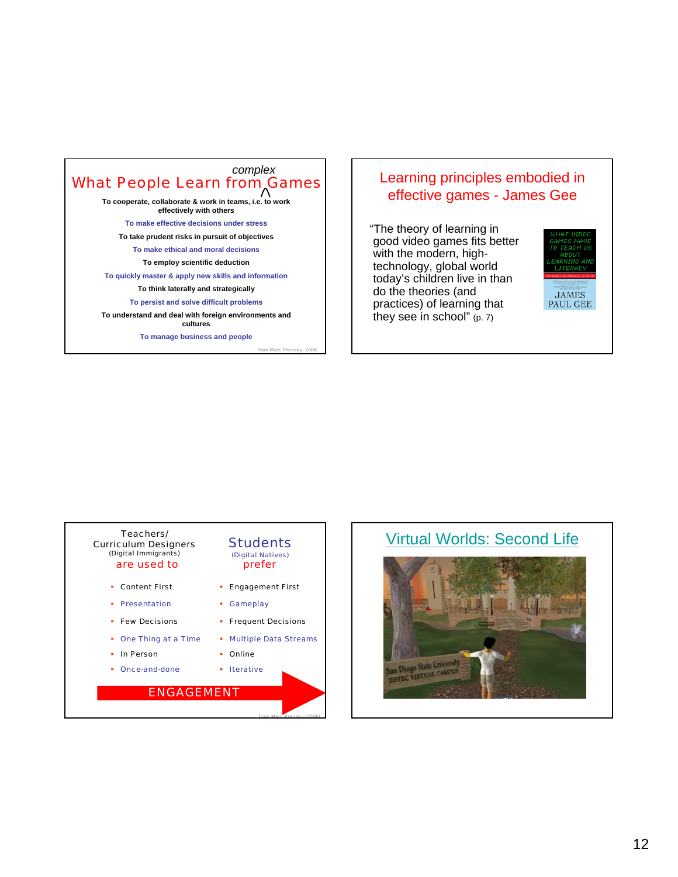## What People Learn from *complex* Games

To cooperate, collaborate & work in teams, i.e. to work effectively with others

To make effective decisions under stress

To take prudent risks in pursuit of objectives

To make ethical and moral decisions

To employ scientific deduction

To quickly master & apply new skills and information

To think laterally and strategically

To persist and solve difficult problems

To understand and deal with foreign environments and cultures

To manage business and people

from Marc Prensky, 2006

## Learning principles embodied in effective games - James Gee

"The theory of learning in good video games fits better with the modern, high-technology, global world today's children live in than do the theories (and practices) of learning that they see in school" (p. 7)

WHAT VIDEO GAMES HAVE TO TEACH US ABOUT LEARNING AND LITERACY

JAMES PAUL GEE

| Teachers/ Curriculum Designers (Digital Immigrants) are used to | Students (Digital Natives) prefer |
|---|---|
| Content First | Engagement First |
| Presentation | Gameplay |
| Few Decisions | Frequent Decisions |
| One Thing at a Time | Multiple Data Streams |
| In Person | Online |
| Once-and-done | Iterative |

ENGAGEMENT

from Marc Prensky (2006)

## Virtual Worlds: Second Life

San Diego State University EDTEC VIRTUAL CAMPUS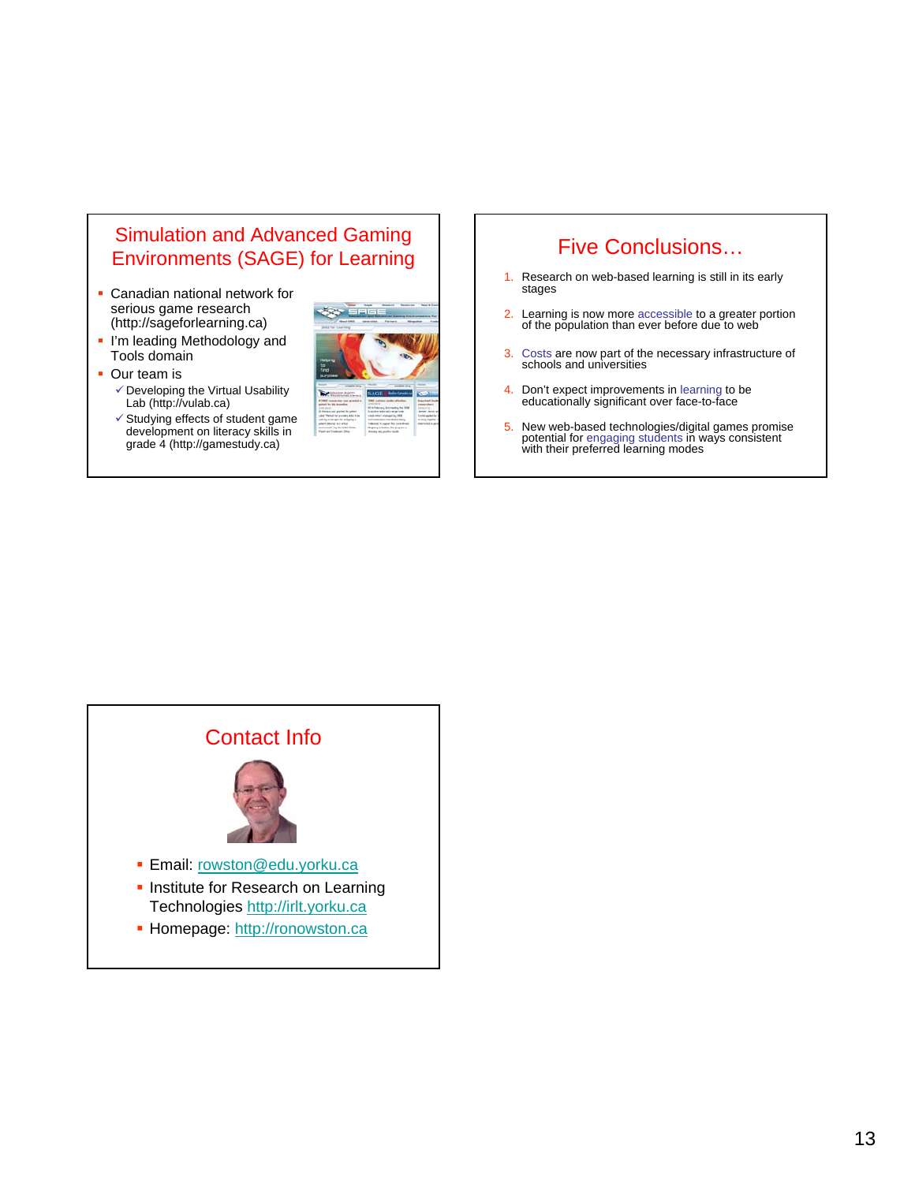## Simulation and Advanced Gaming Environments (SAGE) for Learning

- Canadian national network for serious game research (http://sageforlearning.ca)
- I'm leading Methodology and Tools domain
- Our team is
  - ✓ Developing the Virtual Usability Lab (http://vulab.ca)
  - ✓ Studying effects of student game development on literacy skills in grade 4 (http://gamestudy.ca)

## Five Conclusions…

1. Research on web-based learning is still in its early stages
2. Learning is now more accessible to a greater portion of the population than ever before due to web
3. Costs are now part of the necessary infrastructure of schools and universities
4. Don't expect improvements in learning to be educationally significant over face-to-face
5. New web-based technologies/digital games promise potential for engaging students in ways consistent with their preferred learning modes

## Contact Info

- Email: rowston@edu.yorku.ca
- Institute for Research on Learning Technologies http://irlt.yorku.ca
- Homepage: http://ronowston.ca